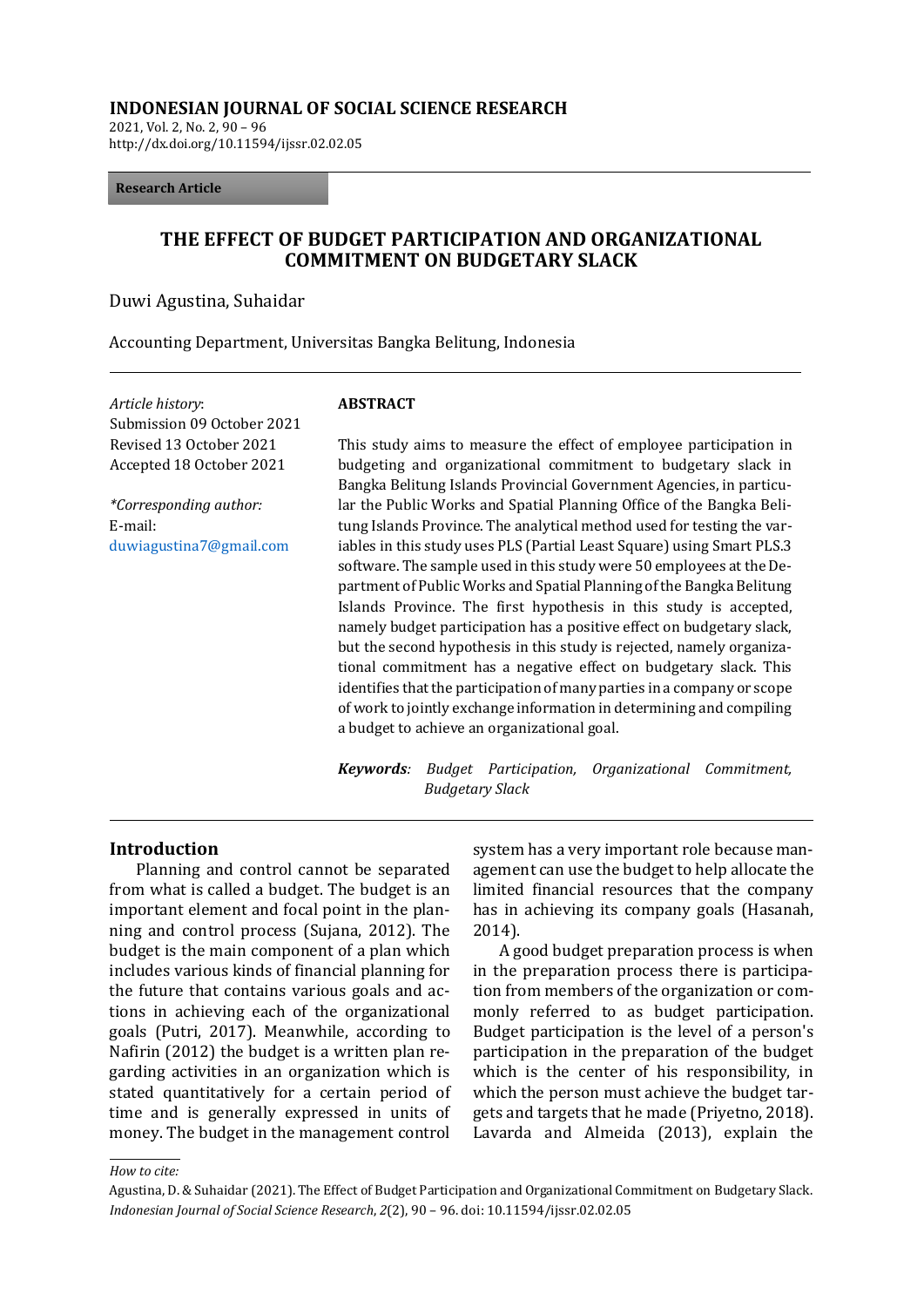**INDONESIAN JOURNAL OF SOCIAL SCIENCE RESEARCH**
2021, Vol. 2, No. 2, 90 – 96
http://dx.doi.org/10.11594/ijssr.02.02.05

**Research Article**

# THE EFFECT OF BUDGET PARTICIPATION AND ORGANIZATIONAL COMMITMENT ON BUDGETARY SLACK

Duwi Agustina, Suhaidar

Accounting Department, Universitas Bangka Belitung, Indonesia

*Article history*:
Submission 09 October 2021
Revised 13 October 2021
Accepted 18 October 2021

*\*Corresponding author:*
E-mail:
duwiagustina7@gmail.com

**ABSTRACT**

This study aims to measure the effect of employee participation in budgeting and organizational commitment to budgetary slack in Bangka Belitung Islands Provincial Government Agencies, in particular the Public Works and Spatial Planning Office of the Bangka Belitung Islands Province. The analytical method used for testing the variables in this study uses PLS (Partial Least Square) using Smart PLS.3 software. The sample used in this study were 50 employees at the Department of Public Works and Spatial Planning of the Bangka Belitung Islands Province. The first hypothesis in this study is accepted, namely budget participation has a positive effect on budgetary slack, but the second hypothesis in this study is rejected, namely organizational commitment has a negative effect on budgetary slack. This identifies that the participation of many parties in a company or scope of work to jointly exchange information in determining and compiling a budget to achieve an organizational goal.

***Keywords**: Budget Participation, Organizational Commitment, Budgetary Slack*

## Introduction

Planning and control cannot be separated from what is called a budget. The budget is an important element and focal point in the planning and control process (Sujana, 2012). The budget is the main component of a plan which includes various kinds of financial planning for the future that contains various goals and actions in achieving each of the organizational goals (Putri, 2017). Meanwhile, according to Nafirin (2012) the budget is a written plan regarding activities in an organization which is stated quantitatively for a certain period of time and is generally expressed in units of money. The budget in the management control system has a very important role because management can use the budget to help allocate the limited financial resources that the company has in achieving its company goals (Hasanah, 2014).

A good budget preparation process is when in the preparation process there is participation from members of the organization or commonly referred to as budget participation. Budget participation is the level of a person's participation in the preparation of the budget which is the center of his responsibility, in which the person must achieve the budget targets and targets that he made (Priyetno, 2018). Lavarda and Almeida (2013), explain the

*How to cite:*

Agustina, D. & Suhaidar (2021). The Effect of Budget Participation and Organizational Commitment on Budgetary Slack. *Indonesian Journal of Social Science Research*, *2*(2), 90 – 96. doi: 10.11594/ijssr.02.02.05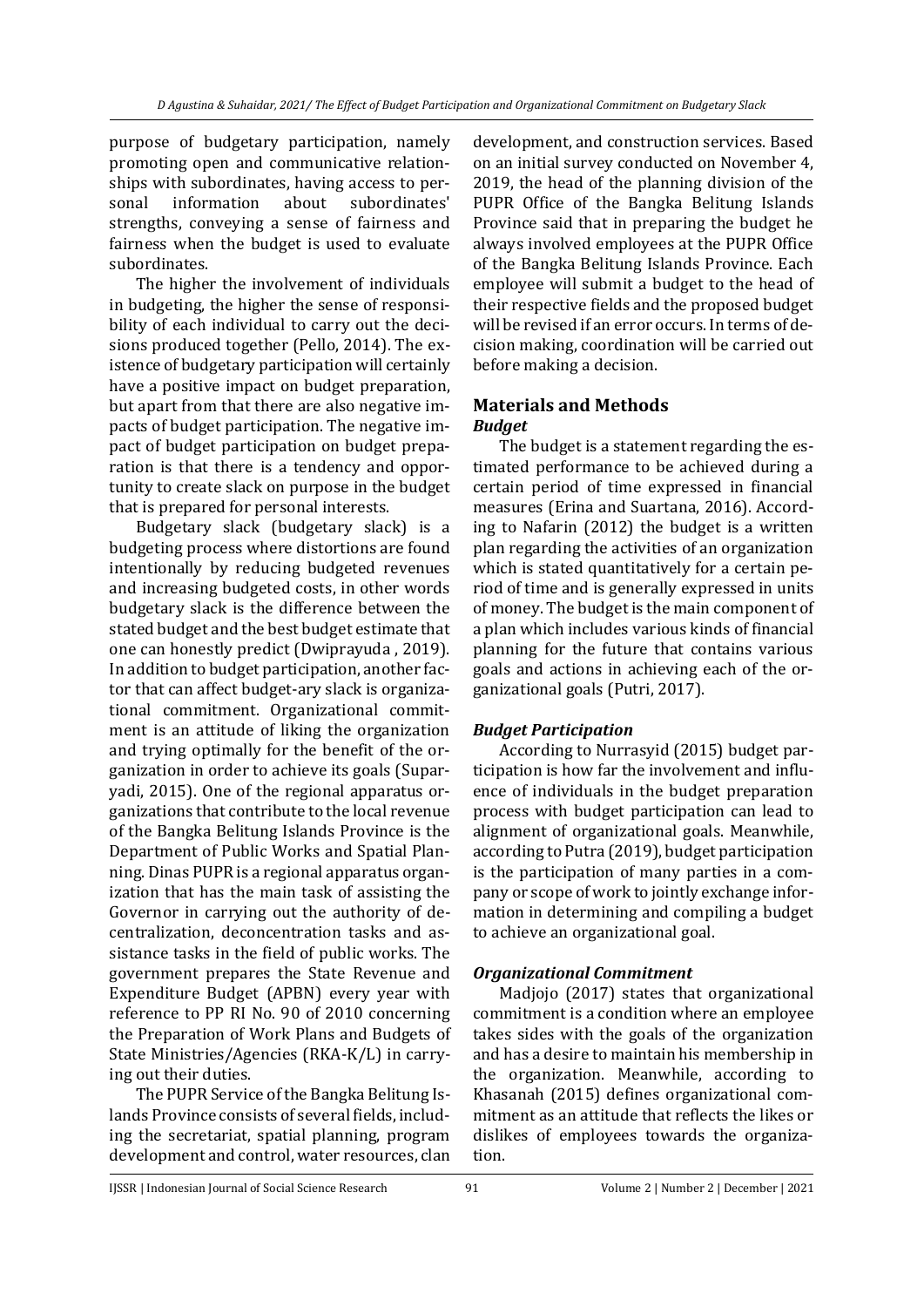purpose of budgetary participation, namely promoting open and communicative relationships with subordinates, having access to personal information about subordinates' strengths, conveying a sense of fairness and fairness when the budget is used to evaluate subordinates.

The higher the involvement of individuals in budgeting, the higher the sense of responsibility of each individual to carry out the decisions produced together (Pello, 2014). The existence of budgetary participation will certainly have a positive impact on budget preparation, but apart from that there are also negative impacts of budget participation. The negative impact of budget participation on budget preparation is that there is a tendency and opportunity to create slack on purpose in the budget that is prepared for personal interests.

Budgetary slack (budgetary slack) is a budgeting process where distortions are found intentionally by reducing budgeted revenues and increasing budgeted costs, in other words budgetary slack is the difference between the stated budget and the best budget estimate that one can honestly predict (Dwiprayuda , 2019). In addition to budget participation, another factor that can affect budget-ary slack is organizational commitment. Organizational commitment is an attitude of liking the organization and trying optimally for the benefit of the organization in order to achieve its goals (Suparyadi, 2015). One of the regional apparatus organizations that contribute to the local revenue of the Bangka Belitung Islands Province is the Department of Public Works and Spatial Planning. Dinas PUPR is a regional apparatus organization that has the main task of assisting the Governor in carrying out the authority of decentralization, deconcentration tasks and assistance tasks in the field of public works. The government prepares the State Revenue and Expenditure Budget (APBN) every year with reference to PP RI No. 90 of 2010 concerning the Preparation of Work Plans and Budgets of State Ministries/Agencies (RKA-K/L) in carrying out their duties.

The PUPR Service of the Bangka Belitung Islands Province consists of several fields, including the secretariat, spatial planning, program development and control, water resources, clan development, and construction services. Based on an initial survey conducted on November 4, 2019, the head of the planning division of the PUPR Office of the Bangka Belitung Islands Province said that in preparing the budget he always involved employees at the PUPR Office of the Bangka Belitung Islands Province. Each employee will submit a budget to the head of their respective fields and the proposed budget will be revised if an error occurs. In terms of decision making, coordination will be carried out before making a decision.

## Materials and Methods

### *Budget*

The budget is a statement regarding the estimated performance to be achieved during a certain period of time expressed in financial measures (Erina and Suartana, 2016). According to Nafarin (2012) the budget is a written plan regarding the activities of an organization which is stated quantitatively for a certain period of time and is generally expressed in units of money. The budget is the main component of a plan which includes various kinds of financial planning for the future that contains various goals and actions in achieving each of the organizational goals (Putri, 2017).

### *Budget Participation*

According to Nurrasyid (2015) budget participation is how far the involvement and influence of individuals in the budget preparation process with budget participation can lead to alignment of organizational goals. Meanwhile, according to Putra (2019), budget participation is the participation of many parties in a company or scope of work to jointly exchange information in determining and compiling a budget to achieve an organizational goal.

### *Organizational Commitment*

Madjojo (2017) states that organizational commitment is a condition where an employee takes sides with the goals of the organization and has a desire to maintain his membership in the organization. Meanwhile, according to Khasanah (2015) defines organizational commitment as an attitude that reflects the likes or dislikes of employees towards the organization.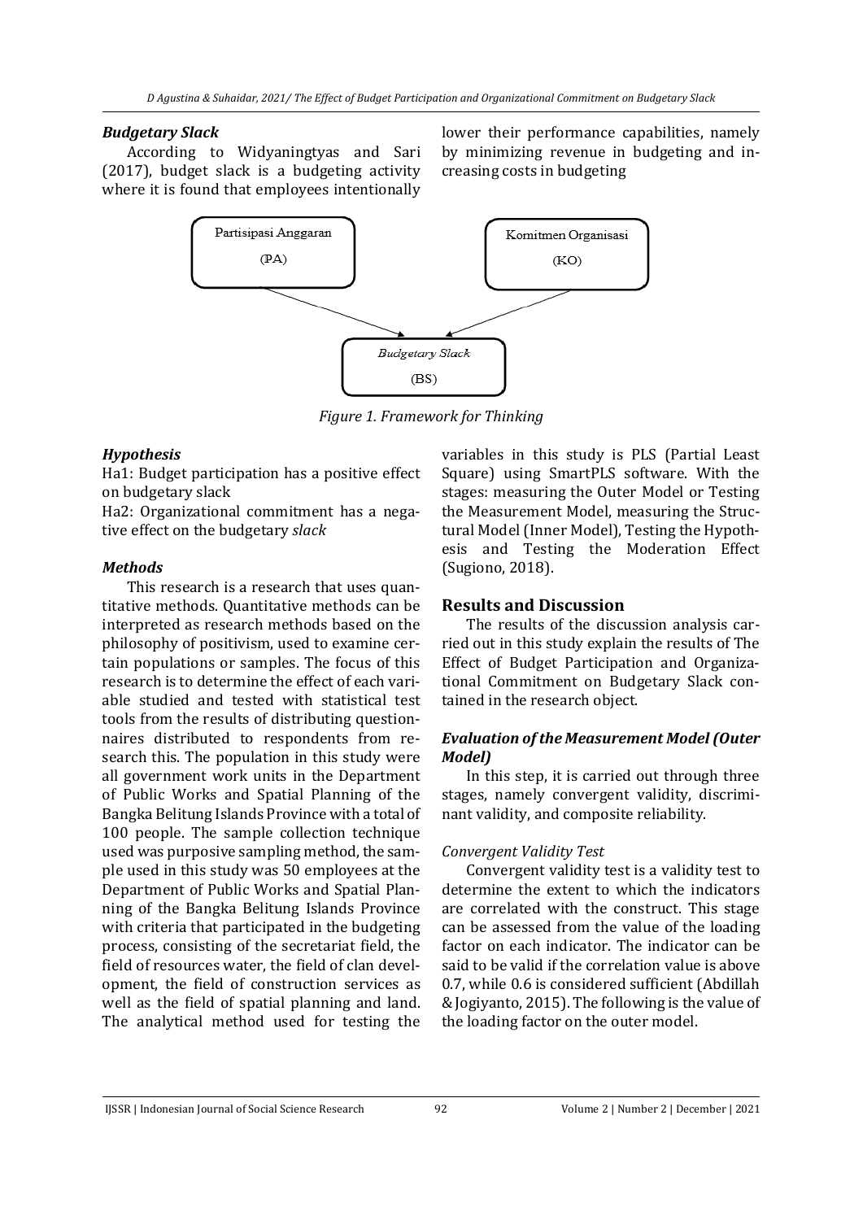### *Budgetary Slack*

According to Widyaningtyas and Sari (2017), budget slack is a budgeting activity where it is found that employees intentionally lower their performance capabilities, namely by minimizing revenue in budgeting and increasing costs in budgeting

Partisipasi Anggaran (PA) → *Budgetary Slack* (BS) ← Komitmen Organisasi (KO)

*Figure 1. Framework for Thinking*

### *Hypothesis*

Ha1: Budget participation has a positive effect on budgetary slack

Ha2: Organizational commitment has a negative effect on the budgetary *slack*

### *Methods*

This research is a research that uses quantitative methods. Quantitative methods can be interpreted as research methods based on the philosophy of positivism, used to examine certain populations or samples. The focus of this research is to determine the effect of each variable studied and tested with statistical test tools from the results of distributing questionnaires distributed to respondents from research this. The population in this study were all government work units in the Department of Public Works and Spatial Planning of the Bangka Belitung Islands Province with a total of 100 people. The sample collection technique used was purposive sampling method, the sample used in this study was 50 employees at the Department of Public Works and Spatial Planning of the Bangka Belitung Islands Province with criteria that participated in the budgeting process, consisting of the secretariat field, the field of resources water, the field of clan development, the field of construction services as well as the field of spatial planning and land. The analytical method used for testing the variables in this study is PLS (Partial Least Square) using SmartPLS software. With the stages: measuring the Outer Model or Testing the Measurement Model, measuring the Structural Model (Inner Model), Testing the Hypothesis and Testing the Moderation Effect (Sugiono, 2018).

## Results and Discussion

The results of the discussion analysis carried out in this study explain the results of The Effect of Budget Participation and Organizational Commitment on Budgetary Slack contained in the research object.

### *Evaluation of the Measurement Model (Outer Model)*

In this step, it is carried out through three stages, namely convergent validity, discriminant validity, and composite reliability.

#### *Convergent Validity Test*

Convergent validity test is a validity test to determine the extent to which the indicators are correlated with the construct. This stage can be assessed from the value of the loading factor on each indicator. The indicator can be said to be valid if the correlation value is above 0.7, while 0.6 is considered sufficient (Abdillah & Jogiyanto, 2015). The following is the value of the loading factor on the outer model.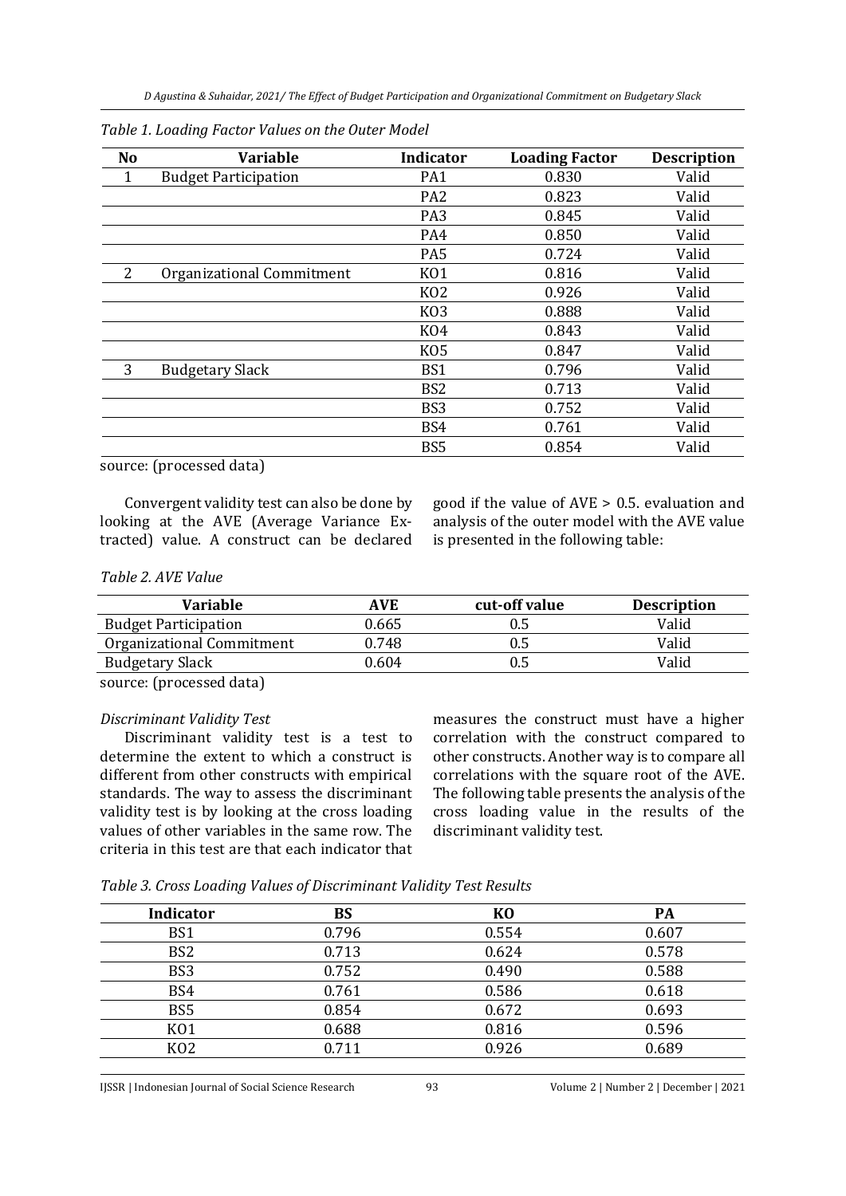*Table 1. Loading Factor Values on the Outer Model*

| No | Variable | Indicator | Loading Factor | Description |
|---|---|---|---|---|
| 1 | Budget Participation | PA1 | 0.830 | Valid |
| | | PA2 | 0.823 | Valid |
| | | PA3 | 0.845 | Valid |
| | | PA4 | 0.850 | Valid |
| | | PA5 | 0.724 | Valid |
| 2 | Organizational Commitment | KO1 | 0.816 | Valid |
| | | KO2 | 0.926 | Valid |
| | | KO3 | 0.888 | Valid |
| | | KO4 | 0.843 | Valid |
| | | KO5 | 0.847 | Valid |
| 3 | Budgetary Slack | BS1 | 0.796 | Valid |
| | | BS2 | 0.713 | Valid |
| | | BS3 | 0.752 | Valid |
| | | BS4 | 0.761 | Valid |
| | | BS5 | 0.854 | Valid |

source: (processed data)

Convergent validity test can also be done by looking at the AVE (Average Variance Extracted) value. A construct can be declared good if the value of AVE > 0.5. evaluation and analysis of the outer model with the AVE value is presented in the following table:

*Table 2. AVE Value*

| Variable | AVE | cut-off value | Description |
|---|---|---|---|
| Budget Participation | 0.665 | 0.5 | Valid |
| Organizational Commitment | 0.748 | 0.5 | Valid |
| Budgetary Slack | 0.604 | 0.5 | Valid |

source: (processed data)

*Discriminant Validity Test*

Discriminant validity test is a test to determine the extent to which a construct is different from other constructs with empirical standards. The way to assess the discriminant validity test is by looking at the cross loading values of other variables in the same row. The criteria in this test are that each indicator that measures the construct must have a higher correlation with the construct compared to other constructs. Another way is to compare all correlations with the square root of the AVE. The following table presents the analysis of the cross loading value in the results of the discriminant validity test.

*Table 3. Cross Loading Values of Discriminant Validity Test Results*

| Indicator | BS | KO | PA |
|---|---|---|---|
| BS1 | 0.796 | 0.554 | 0.607 |
| BS2 | 0.713 | 0.624 | 0.578 |
| BS3 | 0.752 | 0.490 | 0.588 |
| BS4 | 0.761 | 0.586 | 0.618 |
| BS5 | 0.854 | 0.672 | 0.693 |
| KO1 | 0.688 | 0.816 | 0.596 |
| KO2 | 0.711 | 0.926 | 0.689 |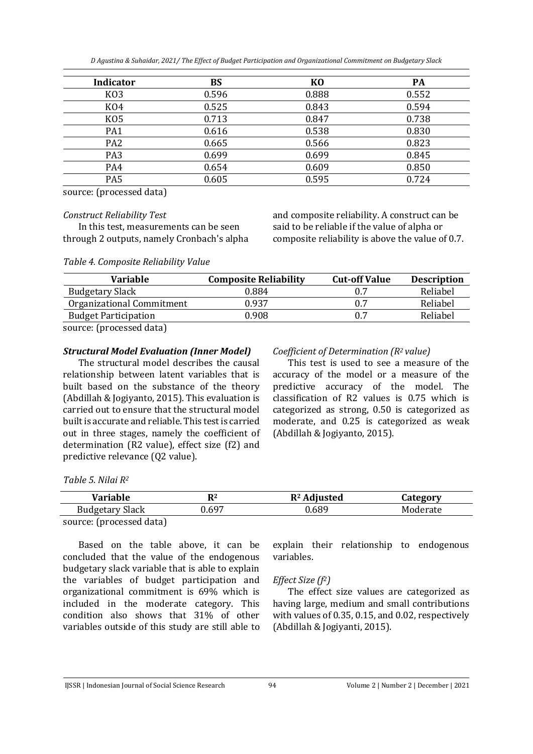| Indicator | BS | KO | PA |
|---|---|---|---|
| KO3 | 0.596 | 0.888 | 0.552 |
| KO4 | 0.525 | 0.843 | 0.594 |
| KO5 | 0.713 | 0.847 | 0.738 |
| PA1 | 0.616 | 0.538 | 0.830 |
| PA2 | 0.665 | 0.566 | 0.823 |
| PA3 | 0.699 | 0.699 | 0.845 |
| PA4 | 0.654 | 0.609 | 0.850 |
| PA5 | 0.605 | 0.595 | 0.724 |

source: (processed data)

*Construct Reliability Test*

In this test, measurements can be seen through 2 outputs, namely Cronbach's alpha and composite reliability. A construct can be said to be reliable if the value of alpha or composite reliability is above the value of 0.7.

*Table 4. Composite Reliability Value*

| Variable | Composite Reliability | Cut-off Value | Description |
|---|---|---|---|
| Budgetary Slack | 0.884 | 0.7 | Reliabel |
| Organizational Commitment | 0.937 | 0.7 | Reliabel |
| Budget Participation | 0.908 | 0.7 | Reliabel |

source: (processed data)

***Structural Model Evaluation (Inner Model)***

The structural model describes the causal relationship between latent variables that is built based on the substance of the theory (Abdillah & Jogiyanto, 2015). This evaluation is carried out to ensure that the structural model built is accurate and reliable. This test is carried out in three stages, namely the coefficient of determination (R2 value), effect size (f2) and predictive relevance (Q2 value).

*Coefficient of Determination ($R^2$ value)*

This test is used to see a measure of the accuracy of the model or a measure of the predictive accuracy of the model. The classification of R2 values is 0.75 which is categorized as strong, 0.50 is categorized as moderate, and 0.25 is categorized as weak (Abdillah & Jogiyanto, 2015).

*Table 5. Nilai $R^2$*

| Variable | $R^2$ | $R^2$ Adjusted | Category |
|---|---|---|---|
| Budgetary Slack | 0.697 | 0.689 | Moderate |

source: (processed data)

Based on the table above, it can be concluded that the value of the endogenous budgetary slack variable that is able to explain the variables of budget participation and organizational commitment is 69% which is included in the moderate category. This condition also shows that 31% of other variables outside of this study are still able to explain their relationship to endogenous variables.

*Effect Size ($f^2$)*

The effect size values are categorized as having large, medium and small contributions with values of 0.35, 0.15, and 0.02, respectively (Abdillah & Jogiyanti, 2015).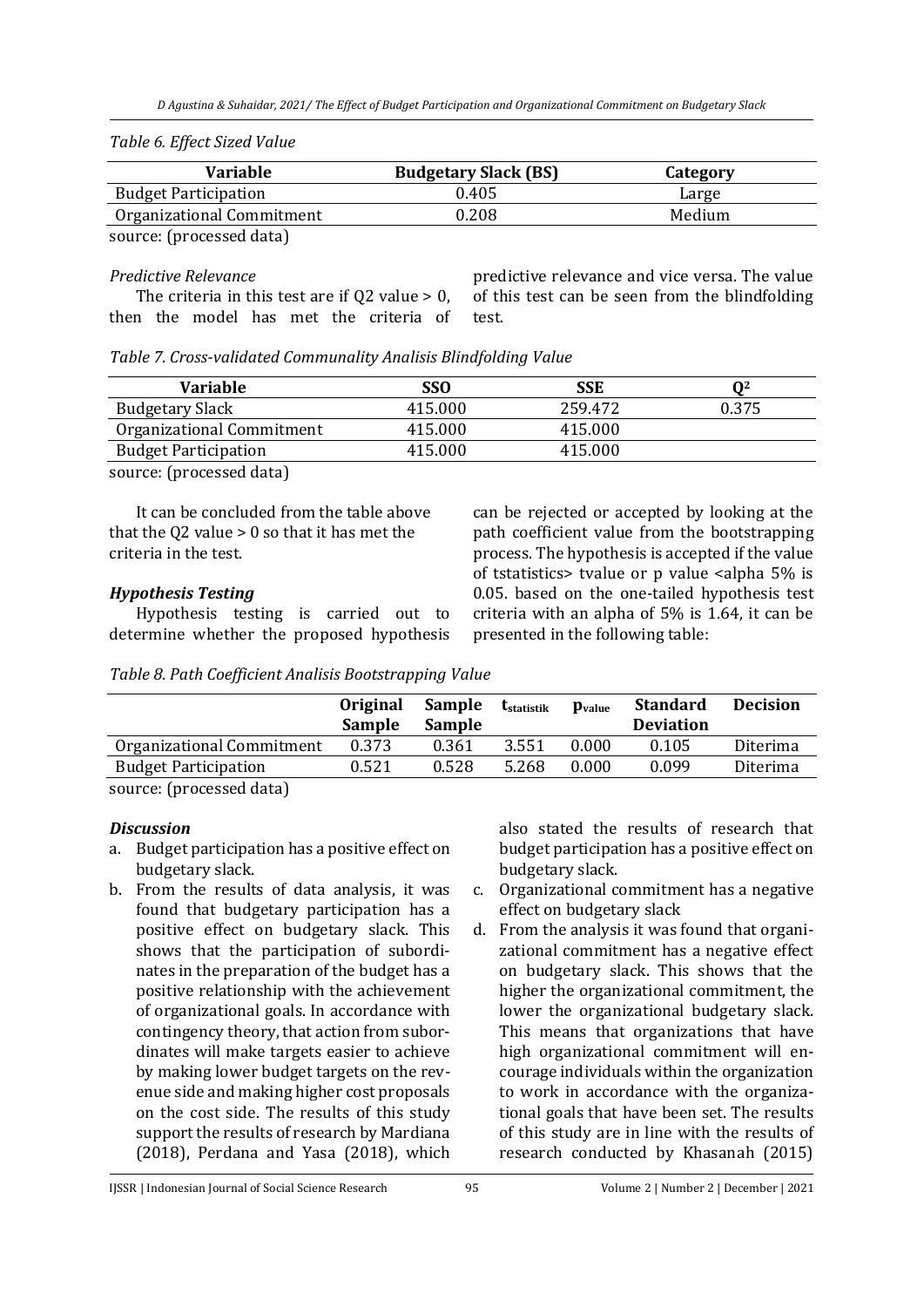*Table 6. Effect Sized Value*

| Variable | Budgetary Slack (BS) | Category |
|---|---|---|
| Budget Participation | 0.405 | Large |
| Organizational Commitment | 0.208 | Medium |

source: (processed data)

*Predictive Relevance*

The criteria in this test are if Q2 value > 0, then the model has met the criteria of predictive relevance and vice versa. The value of this test can be seen from the blindfolding test.

*Table 7. Cross-validated Communality Analisis Blindfolding Value*

| Variable | SSO | SSE | $Q^2$ |
|---|---|---|---|
| Budgetary Slack | 415.000 | 259.472 | 0.375 |
| Organizational Commitment | 415.000 | 415.000 | |
| Budget Participation | 415.000 | 415.000 | |

source: (processed data)

It can be concluded from the table above that the Q2 value > 0 so that it has met the criteria in the test.

### *Hypothesis Testing*

Hypothesis testing is carried out to determine whether the proposed hypothesis can be rejected or accepted by looking at the path coefficient value from the bootstrapping process. The hypothesis is accepted if the value of tstatistics> tvalue or p value <alpha 5% is 0.05. based on the one-tailed hypothesis test criteria with an alpha of 5% is 1.64, it can be presented in the following table:

*Table 8. Path Coefficient Analisis Bootstrapping Value*

| | Original Sample | Sample Sample | $t_{statistik}$ | $p_{value}$ | Standard Deviation | Decision |
|---|---|---|---|---|---|---|
| Organizational Commitment | 0.373 | 0.361 | 3.551 | 0.000 | 0.105 | Diterima |
| Budget Participation | 0.521 | 0.528 | 5.268 | 0.000 | 0.099 | Diterima |

source: (processed data)

### *Discussion*

a. Budget participation has a positive effect on budgetary slack.
b. From the results of data analysis, it was found that budgetary participation has a positive effect on budgetary slack. This shows that the participation of subordinates in the preparation of the budget has a positive relationship with the achievement of organizational goals. In accordance with contingency theory, that action from subordinates will make targets easier to achieve by making lower budget targets on the revenue side and making higher cost proposals on the cost side. The results of this study support the results of research by Mardiana (2018), Perdana and Yasa (2018), which also stated the results of research that budget participation has a positive effect on budgetary slack.
c. Organizational commitment has a negative effect on budgetary slack
d. From the analysis it was found that organizational commitment has a negative effect on budgetary slack. This shows that the higher the organizational commitment, the lower the organizational budgetary slack. This means that organizations that have high organizational commitment will encourage individuals within the organization to work in accordance with the organizational goals that have been set. The results of this study are in line with the results of research conducted by Khasanah (2015)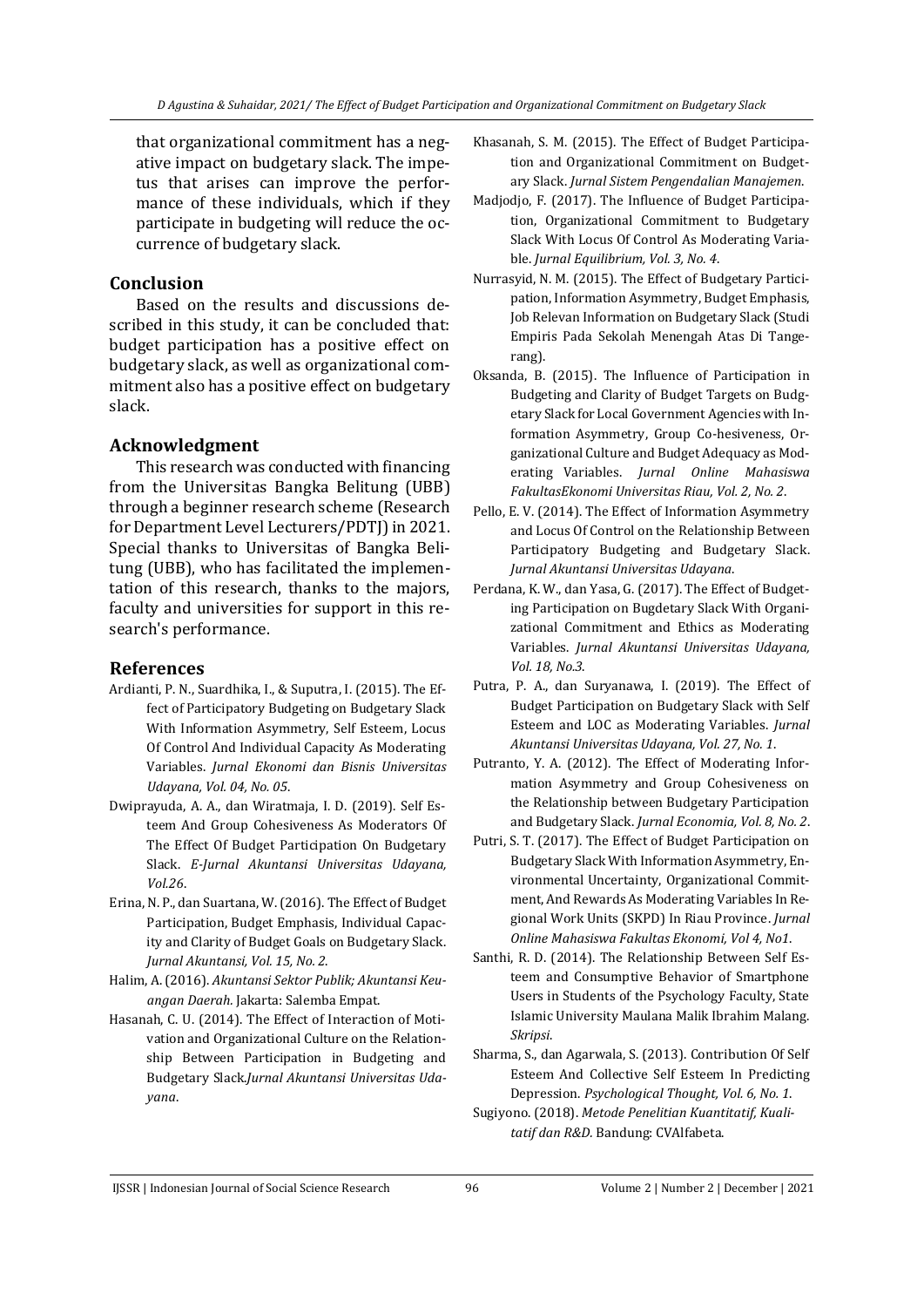that organizational commitment has a negative impact on budgetary slack. The impetus that arises can improve the performance of these individuals, which if they participate in budgeting will reduce the occurrence of budgetary slack.

## Conclusion

Based on the results and discussions described in this study, it can be concluded that: budget participation has a positive effect on budgetary slack, as well as organizational commitment also has a positive effect on budgetary slack.

## Acknowledgment

This research was conducted with financing from the Universitas Bangka Belitung (UBB) through a beginner research scheme (Research for Department Level Lecturers/PDTJ) in 2021. Special thanks to Universitas of Bangka Belitung (UBB), who has facilitated the implementation of this research, thanks to the majors, faculty and universities for support in this research's performance.

## References

Ardianti, P. N., Suardhika, I., & Suputra, I. (2015). The Effect of Participatory Budgeting on Budgetary Slack With Information Asymmetry, Self Esteem, Locus Of Control And Individual Capacity As Moderating Variables. *Jurnal Ekonomi dan Bisnis Universitas Udayana, Vol. 04, No. 05*.

Dwiprayuda, A. A., dan Wiratmaja, I. D. (2019). Self Esteem And Group Cohesiveness As Moderators Of The Effect Of Budget Participation On Budgetary Slack. *E-Jurnal Akuntansi Universitas Udayana, Vol.26*.

Erina, N. P., dan Suartana, W. (2016). The Effect of Budget Participation, Budget Emphasis, Individual Capacity and Clarity of Budget Goals on Budgetary Slack. *Jurnal Akuntansi, Vol. 15, No. 2*.

Halim, A. (2016). *Akuntansi Sektor Publik; Akuntansi Keuangan Daerah.* Jakarta: Salemba Empat.

Hasanah, C. U. (2014). The Effect of Interaction of Motivation and Organizational Culture on the Relationship Between Participation in Budgeting and Budgetary Slack.*Jurnal Akuntansi Universitas Udayana*.

Khasanah, S. M. (2015). The Effect of Budget Participation and Organizational Commitment on Budgetary Slack. *Jurnal Sistem Pengendalian Manajemen*.

Madjodjo, F. (2017). The Influence of Budget Participation, Organizational Commitment to Budgetary Slack With Locus Of Control As Moderating Variable. *Jurnal Equilibrium, Vol. 3, No. 4*.

Nurrasyid, N. M. (2015). The Effect of Budgetary Participation, Information Asymmetry, Budget Emphasis, Job Relevan Information on Budgetary Slack (Studi Empiris Pada Sekolah Menengah Atas Di Tangerang).

Oksanda, B. (2015). The Influence of Participation in Budgeting and Clarity of Budget Targets on Budgetary Slack for Local Government Agencies with Information Asymmetry, Group Co-hesiveness, Organizational Culture and Budget Adequacy as Moderating Variables. *Jurnal Online Mahasiswa FakultasEkonomi Universitas Riau, Vol. 2, No. 2*.

Pello, E. V. (2014). The Effect of Information Asymmetry and Locus Of Control on the Relationship Between Participatory Budgeting and Budgetary Slack. *Jurnal Akuntansi Universitas Udayana*.

Perdana, K. W., dan Yasa, G. (2017). The Effect of Budgeting Participation on Bugdetary Slack With Organizational Commitment and Ethics as Moderating Variables. *Jurnal Akuntansi Universitas Udayana, Vol. 18, No.3*.

Putra, P. A., dan Suryanawa, I. (2019). The Effect of Budget Participation on Budgetary Slack with Self Esteem and LOC as Moderating Variables. *Jurnal Akuntansi Universitas Udayana, Vol. 27, No. 1*.

Putranto, Y. A. (2012). The Effect of Moderating Information Asymmetry and Group Cohesiveness on the Relationship between Budgetary Participation and Budgetary Slack. *Jurnal Economia, Vol. 8, No. 2*.

Putri, S. T. (2017). The Effect of Budget Participation on Budgetary Slack With Information Asymmetry, Environmental Uncertainty, Organizational Commitment, And Rewards As Moderating Variables In Regional Work Units (SKPD) In Riau Province. *Jurnal Online Mahasiswa Fakultas Ekonomi, Vol 4, No1*.

Santhi, R. D. (2014). The Relationship Between Self Esteem and Consumptive Behavior of Smartphone Users in Students of the Psychology Faculty, State Islamic University Maulana Malik Ibrahim Malang. *Skripsi*.

Sharma, S., dan Agarwala, S. (2013). Contribution Of Self Esteem And Collective Self Esteem In Predicting Depression. *Psychological Thought, Vol. 6, No. 1*.

Sugiyono. (2018). *Metode Penelitian Kuantitatif, Kualitatif dan R&D.* Bandung: CVAlfabeta.